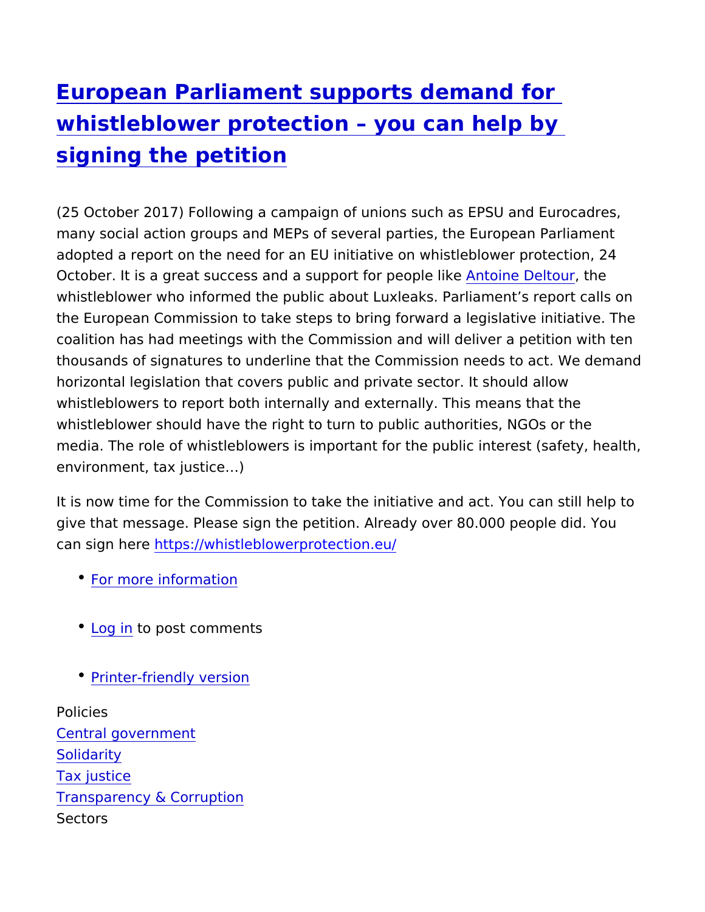# European Parliament supports demand for whistleblower protection – you can help by signing the petition

(25 October 2017) Following a campaign of unions such as EPSU and Eurocadres, many social action groups and MEPs of several parties, the European Parliament adopted a report on the need for an EU initiative on whistleblower protection, 24 October. It is a great success and a support for people like Antoine Deltour, the whistleblower who informed the public about Luxleaks. Parliament's report calls on the European Commission to take steps to bring forward a legislative initiative. The coalition has had meetings with the Commission and will deliver a petition with ten thousands of signatures to underline that the Commission needs to act. We demand horizontal legislation that covers public and private sector. It should allow whistleblowers to report both internally and externally. This means that the whistleblower should have the right to turn to public authorities, NGOs or the media. The role of whistleblowers is important for the public interest (safety, health, environment, tax justice…)

It is now time for the Commission to take the initiative and act. You can still help to give that message. Please sign the petition. Already over 80.000 people did. You can sign here https://whistleblowerprotection.eu/

- For more information
- Log in to post comments
- Printer-friendly version

Policies
Central government
Solidarity
Tax justice
Transparency & Corruption
Sectors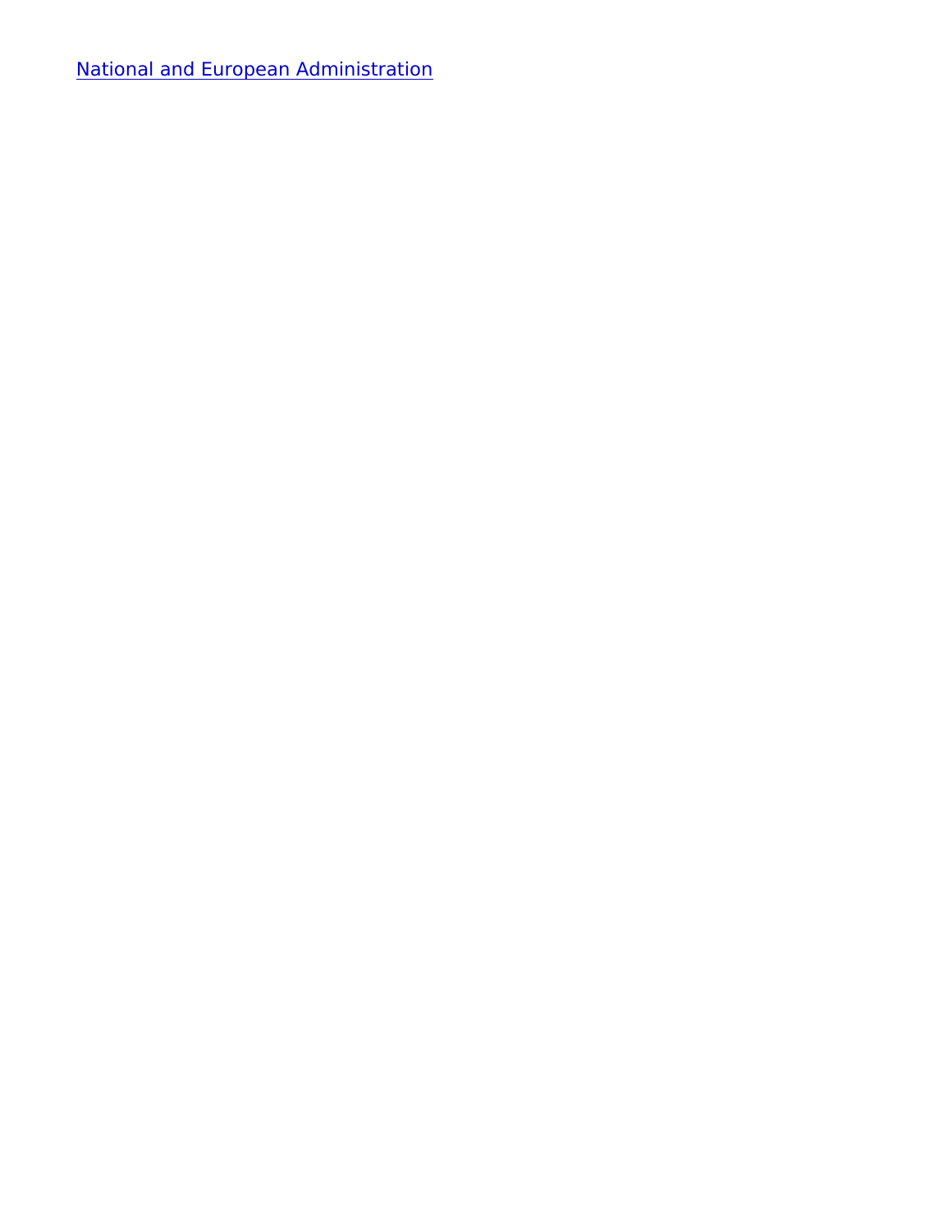[National and European Administration]